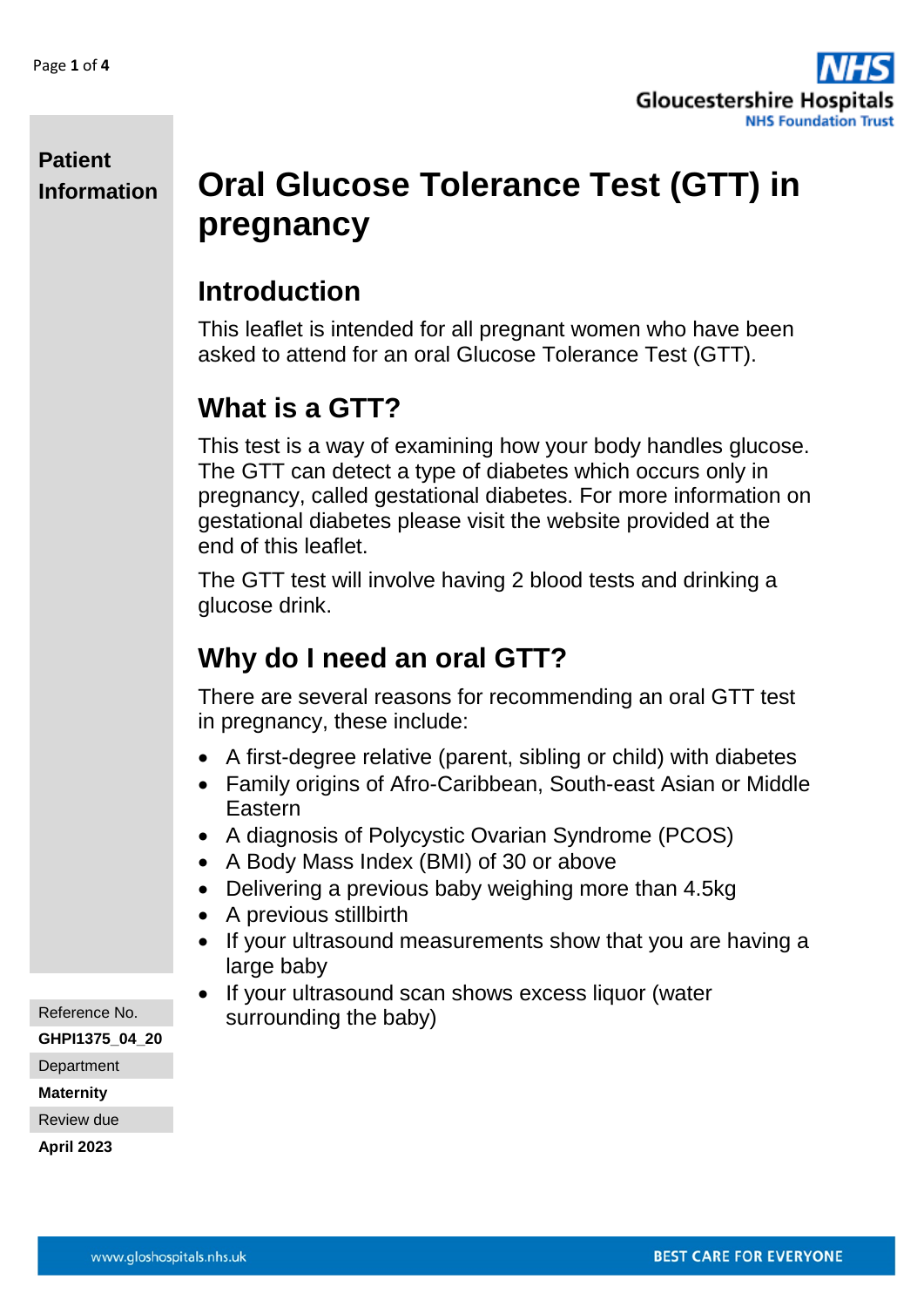**Patient Information**

# Oral Glucose Tolerance Test (GTT) in pregnancy

## Introduction

This leaflet is intended for all pregnant women who have been asked to attend for an oral Glucose Tolerance Test (GTT).

## What is a GTT?

This test is a way of examining how your body handles glucose. The GTT can detect a type of diabetes which occurs only in pregnancy, called gestational diabetes. For more information on gestational diabetes please visit the website provided at the end of this leaflet.

The GTT test will involve having 2 blood tests and drinking a glucose drink.

## Why do I need an oral GTT?

There are several reasons for recommending an oral GTT test in pregnancy, these include:

- A first-degree relative (parent, sibling or child) with diabetes
- Family origins of Afro-Caribbean, South-east Asian or Middle Eastern
- A diagnosis of Polycystic Ovarian Syndrome (PCOS)
- A Body Mass Index (BMI) of 30 or above
- Delivering a previous baby weighing more than 4.5kg
- A previous stillbirth
- If your ultrasound measurements show that you are having a large baby
- If your ultrasound scan shows excess liquor (water surrounding the baby)

Reference No.
**GHPI1375_04_20**

Department
**Maternity**

Review due
**April 2023**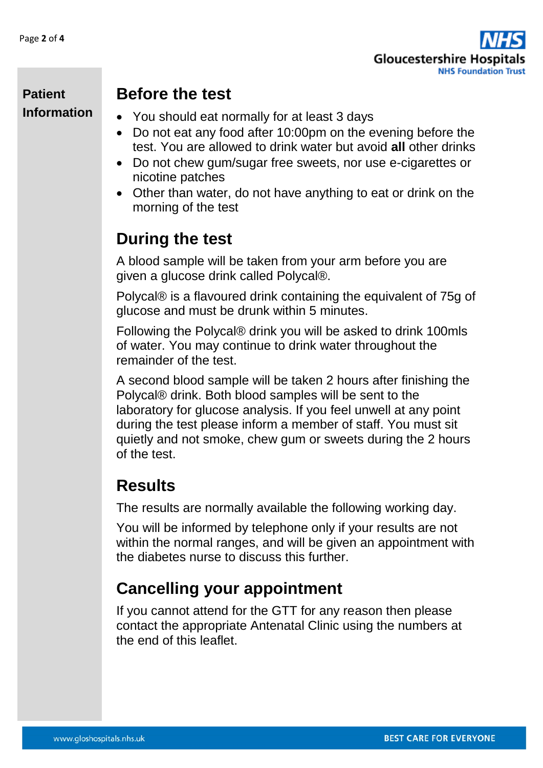Patient Information

## Before the test

- You should eat normally for at least 3 days
- Do not eat any food after 10:00pm on the evening before the test. You are allowed to drink water but avoid **all** other drinks
- Do not chew gum/sugar free sweets, nor use e-cigarettes or nicotine patches
- Other than water, do not have anything to eat or drink on the morning of the test

## During the test

A blood sample will be taken from your arm before you are given a glucose drink called Polycal®.

Polycal® is a flavoured drink containing the equivalent of 75g of glucose and must be drunk within 5 minutes.

Following the Polycal® drink you will be asked to drink 100mls of water. You may continue to drink water throughout the remainder of the test.

A second blood sample will be taken 2 hours after finishing the Polycal® drink. Both blood samples will be sent to the laboratory for glucose analysis. If you feel unwell at any point during the test please inform a member of staff. You must sit quietly and not smoke, chew gum or sweets during the 2 hours of the test.

## Results

The results are normally available the following working day.

You will be informed by telephone only if your results are not within the normal ranges, and will be given an appointment with the diabetes nurse to discuss this further.

## Cancelling your appointment

If you cannot attend for the GTT for any reason then please contact the appropriate Antenatal Clinic using the numbers at the end of this leaflet.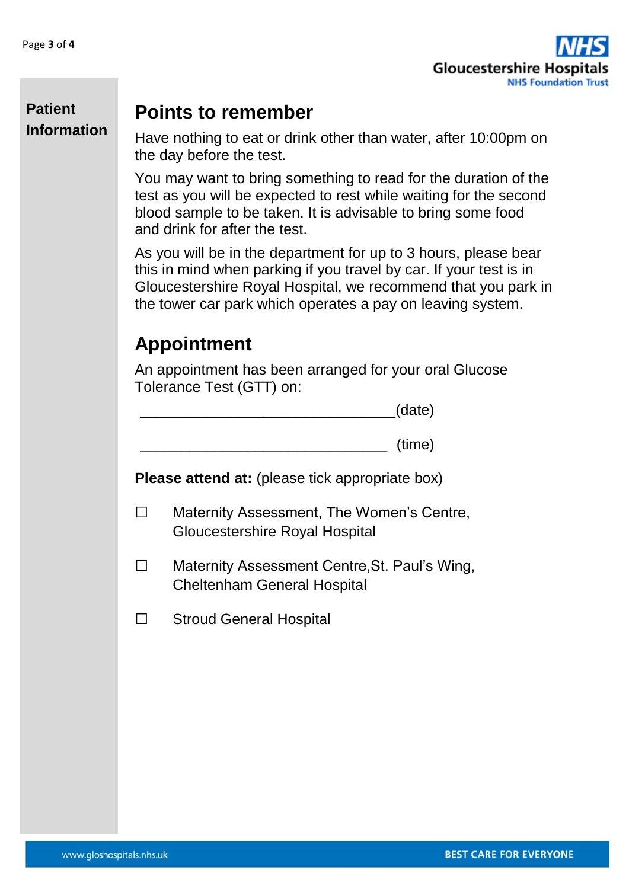## Points to remember

Have nothing to eat or drink other than water, after 10:00pm on the day before the test.

You may want to bring something to read for the duration of the test as you will be expected to rest while waiting for the second blood sample to be taken. It is advisable to bring some food and drink for after the test.

As you will be in the department for up to 3 hours, please bear this in mind when parking if you travel by car. If your test is in Gloucestershire Royal Hospital, we recommend that you park in the tower car park which operates a pay on leaving system.

## Appointment

An appointment has been arranged for your oral Glucose Tolerance Test (GTT) on:

_______________________________(date)

______________________________ (time)

**Please attend at:** (please tick appropriate box)

☐ Maternity Assessment, The Women's Centre, Gloucestershire Royal Hospital

☐ Maternity Assessment Centre,St. Paul's Wing, Cheltenham General Hospital

☐ Stroud General Hospital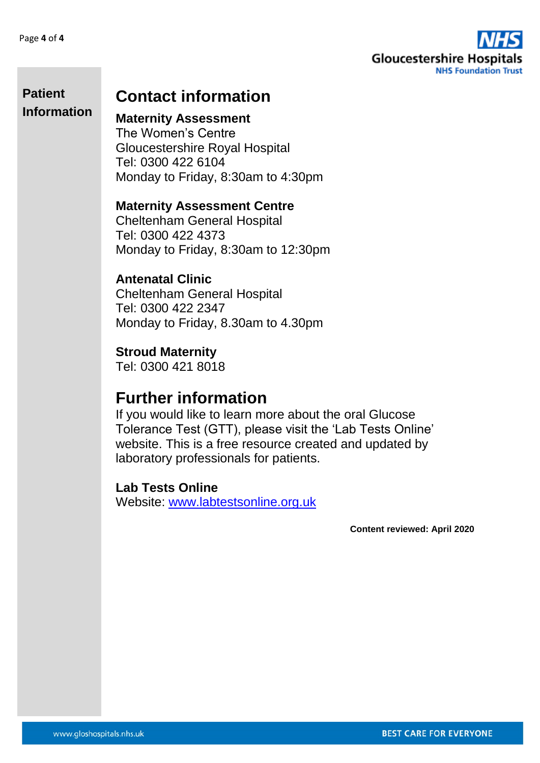**Patient Information**

## Contact information

**Maternity Assessment**
The Women's Centre
Gloucestershire Royal Hospital
Tel: 0300 422 6104
Monday to Friday, 8:30am to 4:30pm

**Maternity Assessment Centre**
Cheltenham General Hospital
Tel: 0300 422 4373
Monday to Friday, 8:30am to 12:30pm

**Antenatal Clinic**
Cheltenham General Hospital
Tel: 0300 422 2347
Monday to Friday, 8.30am to 4.30pm

**Stroud Maternity**
Tel: 0300 421 8018

## Further information

If you would like to learn more about the oral Glucose Tolerance Test (GTT), please visit the 'Lab Tests Online' website. This is a free resource created and updated by laboratory professionals for patients.

**Lab Tests Online**
Website: www.labtestsonline.org.uk

**Content reviewed: April 2020**